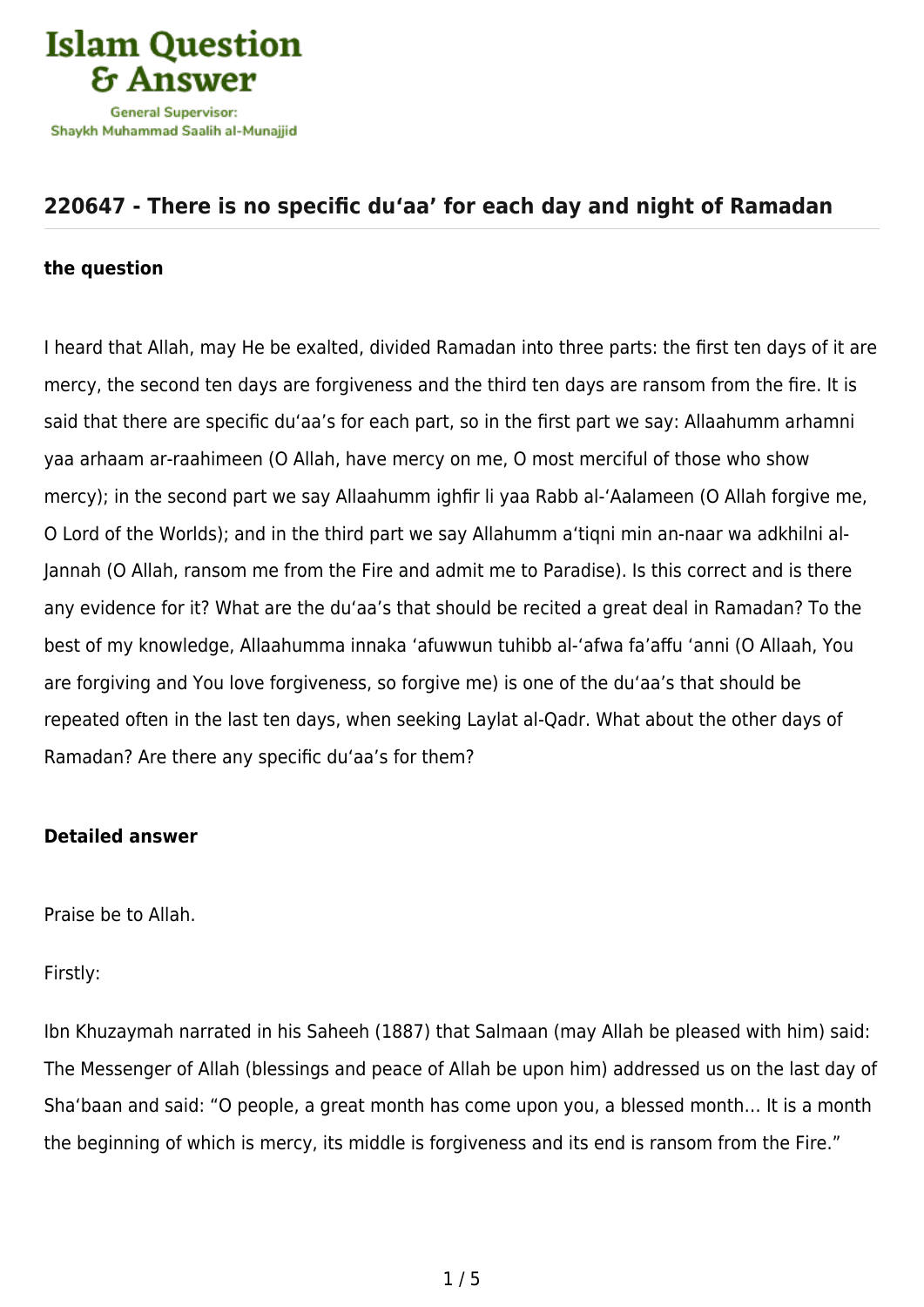Islam Question & Answer

General Supervisor: Shaykh Muhammad Saalih al-Munajjid

## 220647 - There is no specific du‘aa’ for each day and night of Ramadan

### the question

I heard that Allah, may He be exalted, divided Ramadan into three parts: the first ten days of it are mercy, the second ten days are forgiveness and the third ten days are ransom from the fire. It is said that there are specific du‘aa’s for each part, so in the first part we say: Allaahumm arhamni yaa arhaam ar-raahimeen (O Allah, have mercy on me, O most merciful of those who show mercy); in the second part we say Allaahumm ighfir li yaa Rabb al-‘Aalameen (O Allah forgive me, O Lord of the Worlds); and in the third part we say Allahumm a‘tiqni min an-naar wa adkhilni al-Jannah (O Allah, ransom me from the Fire and admit me to Paradise). Is this correct and is there any evidence for it? What are the du‘aa’s that should be recited a great deal in Ramadan? To the best of my knowledge, Allaahumma innaka ‘afuwwun tuhibb al-‘afwa fa’affu ‘anni (O Allaah, You are forgiving and You love forgiveness, so forgive me) is one of the du‘aa’s that should be repeated often in the last ten days, when seeking Laylat al-Qadr. What about the other days of Ramadan? Are there any specific du‘aa’s for them?

### Detailed answer

Praise be to Allah.

Firstly:

Ibn Khuzaymah narrated in his Saheeh (1887) that Salmaan (may Allah be pleased with him) said: The Messenger of Allah (blessings and peace of Allah be upon him) addressed us on the last day of Sha‘baan and said: “O people, a great month has come upon you, a blessed month… It is a month the beginning of which is mercy, its middle is forgiveness and its end is ransom from the Fire.”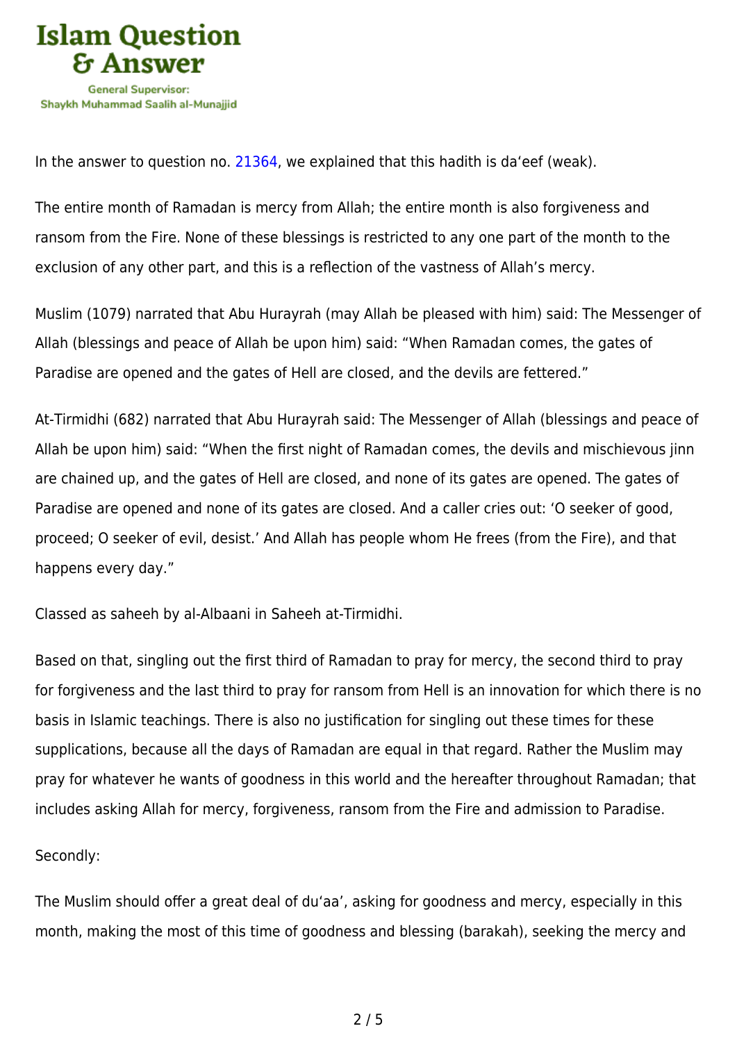In the answer to question no. 21364, we explained that this hadith is da‘eef (weak).

The entire month of Ramadan is mercy from Allah; the entire month is also forgiveness and ransom from the Fire. None of these blessings is restricted to any one part of the month to the exclusion of any other part, and this is a reflection of the vastness of Allah’s mercy.

Muslim (1079) narrated that Abu Hurayrah (may Allah be pleased with him) said: The Messenger of Allah (blessings and peace of Allah be upon him) said: “When Ramadan comes, the gates of Paradise are opened and the gates of Hell are closed, and the devils are fettered.”

At-Tirmidhi (682) narrated that Abu Hurayrah said: The Messenger of Allah (blessings and peace of Allah be upon him) said: “When the first night of Ramadan comes, the devils and mischievous jinn are chained up, and the gates of Hell are closed, and none of its gates are opened. The gates of Paradise are opened and none of its gates are closed. And a caller cries out: ‘O seeker of good, proceed; O seeker of evil, desist.’ And Allah has people whom He frees (from the Fire), and that happens every day.”

Classed as saheeh by al-Albaani in Saheeh at-Tirmidhi.

Based on that, singling out the first third of Ramadan to pray for mercy, the second third to pray for forgiveness and the last third to pray for ransom from Hell is an innovation for which there is no basis in Islamic teachings. There is also no justification for singling out these times for these supplications, because all the days of Ramadan are equal in that regard. Rather the Muslim may pray for whatever he wants of goodness in this world and the hereafter throughout Ramadan; that includes asking Allah for mercy, forgiveness, ransom from the Fire and admission to Paradise.

Secondly:

The Muslim should offer a great deal of du‘aa’, asking for goodness and mercy, especially in this month, making the most of this time of goodness and blessing (barakah), seeking the mercy and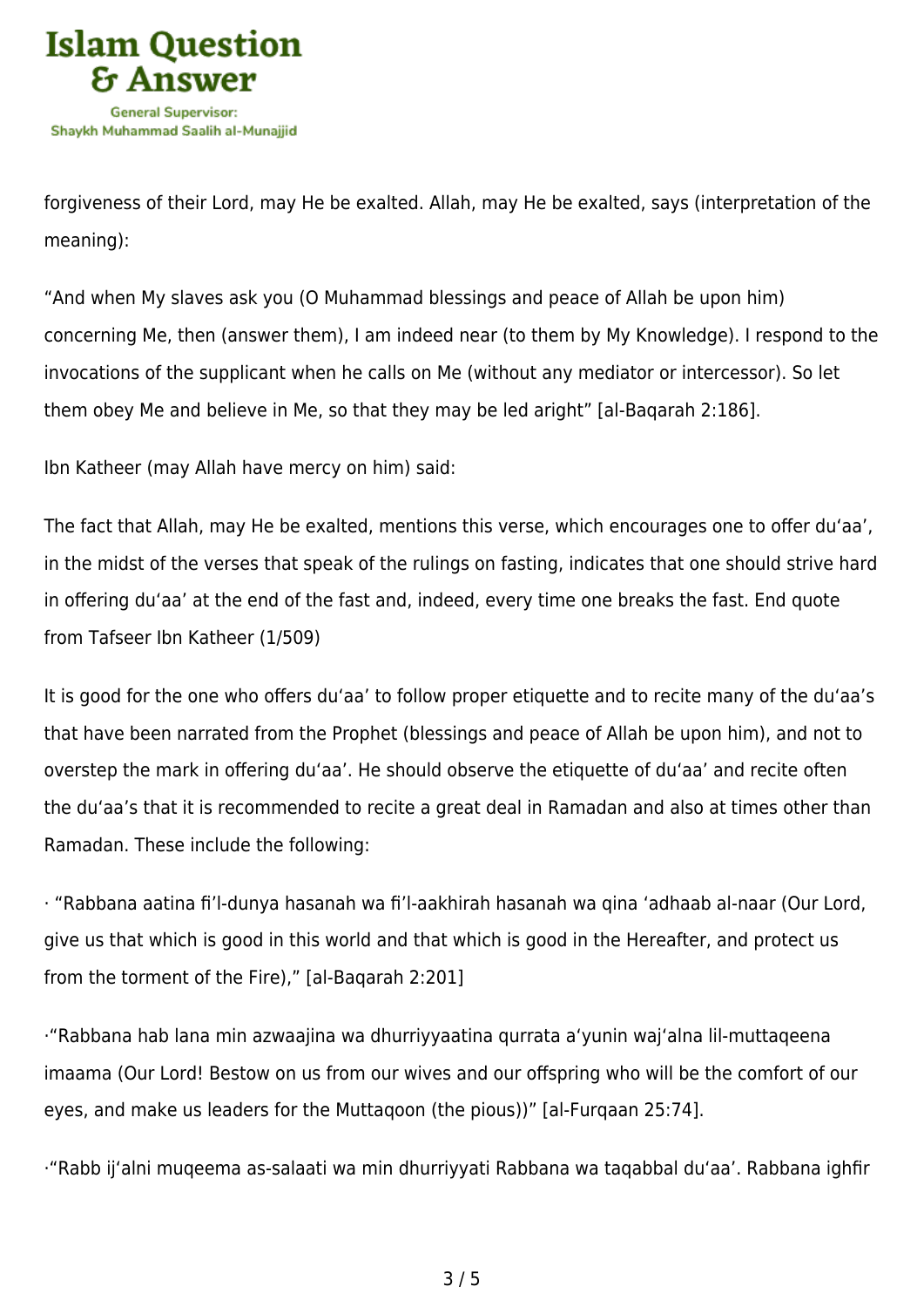forgiveness of their Lord, may He be exalted. Allah, may He be exalted, says (interpretation of the meaning):

"And when My slaves ask you (O Muhammad blessings and peace of Allah be upon him) concerning Me, then (answer them), I am indeed near (to them by My Knowledge). I respond to the invocations of the supplicant when he calls on Me (without any mediator or intercessor). So let them obey Me and believe in Me, so that they may be led aright" [al-Baqarah 2:186].

Ibn Katheer (may Allah have mercy on him) said:

The fact that Allah, may He be exalted, mentions this verse, which encourages one to offer du'aa', in the midst of the verses that speak of the rulings on fasting, indicates that one should strive hard in offering du'aa' at the end of the fast and, indeed, every time one breaks the fast. End quote from Tafseer Ibn Katheer (1/509)

It is good for the one who offers du'aa' to follow proper etiquette and to recite many of the du'aa's that have been narrated from the Prophet (blessings and peace of Allah be upon him), and not to overstep the mark in offering du'aa'. He should observe the etiquette of du'aa' and recite often the du'aa's that it is recommended to recite a great deal in Ramadan and also at times other than Ramadan. These include the following:

- "Rabbana aatina fi'l-dunya hasanah wa fi'l-aakhirah hasanah wa qina 'adhaab al-naar (Our Lord, give us that which is good in this world and that which is good in the Hereafter, and protect us from the torment of the Fire)," [al-Baqarah 2:201]

- "Rabbana hab lana min azwaajina wa dhurriyyaatina qurrata a'yunin waj'alna lil-muttaqeena imaama (Our Lord! Bestow on us from our wives and our offspring who will be the comfort of our eyes, and make us leaders for the Muttaqoon (the pious))" [al-Furqaan 25:74].

- "Rabb ij'alni muqeema as-salaati wa min dhurriyyati Rabbana wa taqabbal du'aa'. Rabbana ighfir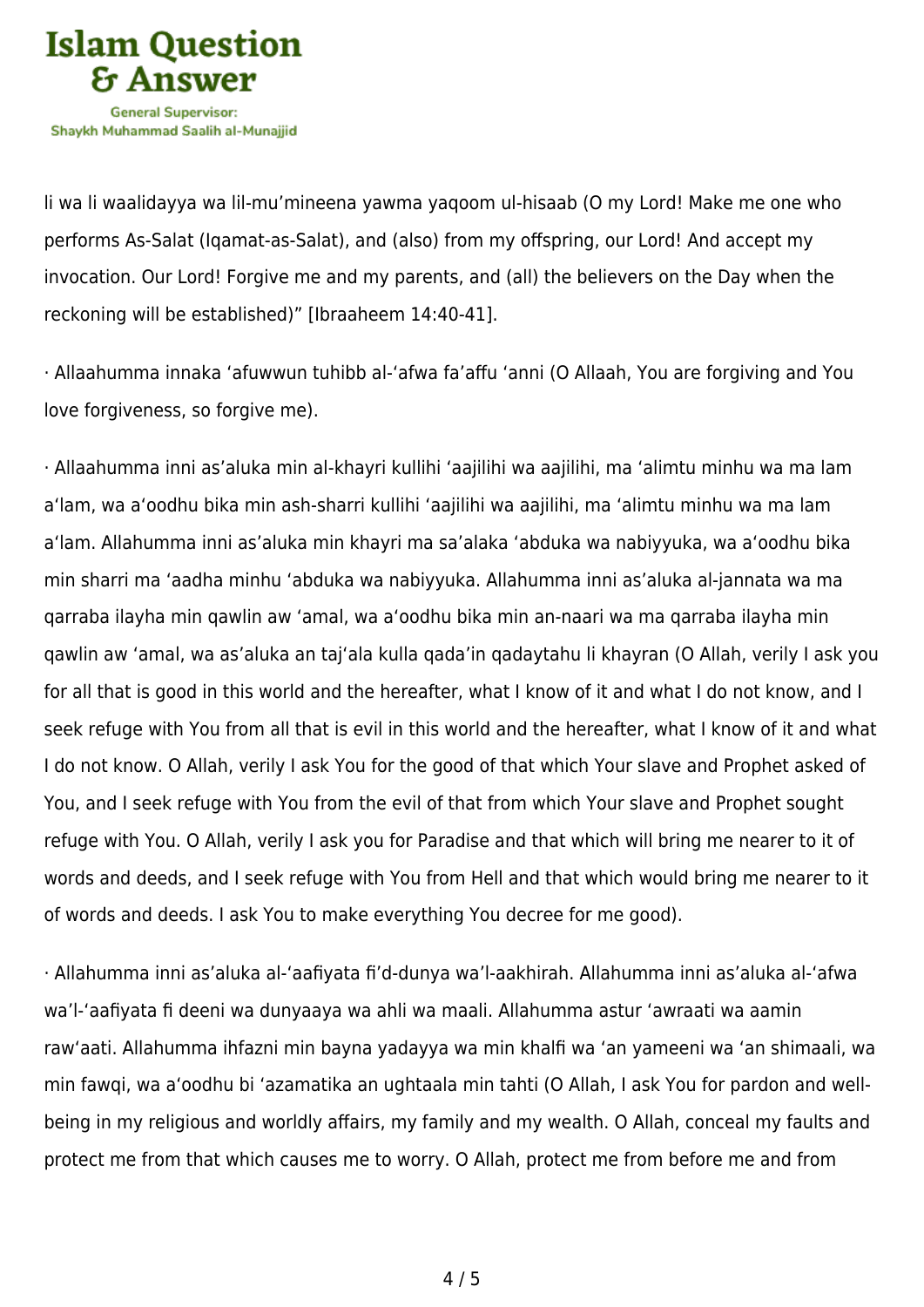li wa li waalidayya wa lil-mu'mineena yawma yaqoom ul-hisaab (O my Lord! Make me one who performs As-Salat (Iqamat-as-Salat), and (also) from my offspring, our Lord! And accept my invocation. Our Lord! Forgive me and my parents, and (all) the believers on the Day when the reckoning will be established)" [Ibraaheem 14:40-41].

· Allaahumma innaka 'afuwwun tuhibb al-'afwa fa'affu 'anni (O Allaah, You are forgiving and You love forgiveness, so forgive me).

· Allaahumma inni as'aluka min al-khayri kullihi 'aajilihi wa aajilihi, ma 'alimtu minhu wa ma lam a'lam, wa a'oodhu bika min ash-sharri kullihi 'aajilihi wa aajilihi, ma 'alimtu minhu wa ma lam a'lam. Allahumma inni as'aluka min khayri ma sa'alaka 'abduka wa nabiyyuka, wa a'oodhu bika min sharri ma 'aadha minhu 'abduka wa nabiyyuka. Allahumma inni as'aluka al-jannata wa ma qarraba ilayha min qawlin aw 'amal, wa a'oodhu bika min an-naari wa ma qarraba ilayha min qawlin aw 'amal, wa as'aluka an taj'ala kulla qada'in qadaytahu li khayran (O Allah, verily I ask you for all that is good in this world and the hereafter, what I know of it and what I do not know, and I seek refuge with You from all that is evil in this world and the hereafter, what I know of it and what I do not know. O Allah, verily I ask You for the good of that which Your slave and Prophet asked of You, and I seek refuge with You from the evil of that from which Your slave and Prophet sought refuge with You. O Allah, verily I ask you for Paradise and that which will bring me nearer to it of words and deeds, and I seek refuge with You from Hell and that which would bring me nearer to it of words and deeds. I ask You to make everything You decree for me good).

· Allahumma inni as'aluka al-'aafiyata fi'd-dunya wa'l-aakhirah. Allahumma inni as'aluka al-'afwa wa'l-'aafiyata fi deeni wa dunyaaya wa ahli wa maali. Allahumma astur 'awraati wa aamin raw'aati. Allahumma ihfazni min bayna yadayya wa min khalfi wa 'an yameeni wa 'an shimaali, wa min fawqi, wa a'oodhu bi 'azamatika an ughtaala min tahti (O Allah, I ask You for pardon and well-being in my religious and worldly affairs, my family and my wealth. O Allah, conceal my faults and protect me from that which causes me to worry. O Allah, protect me from before me and from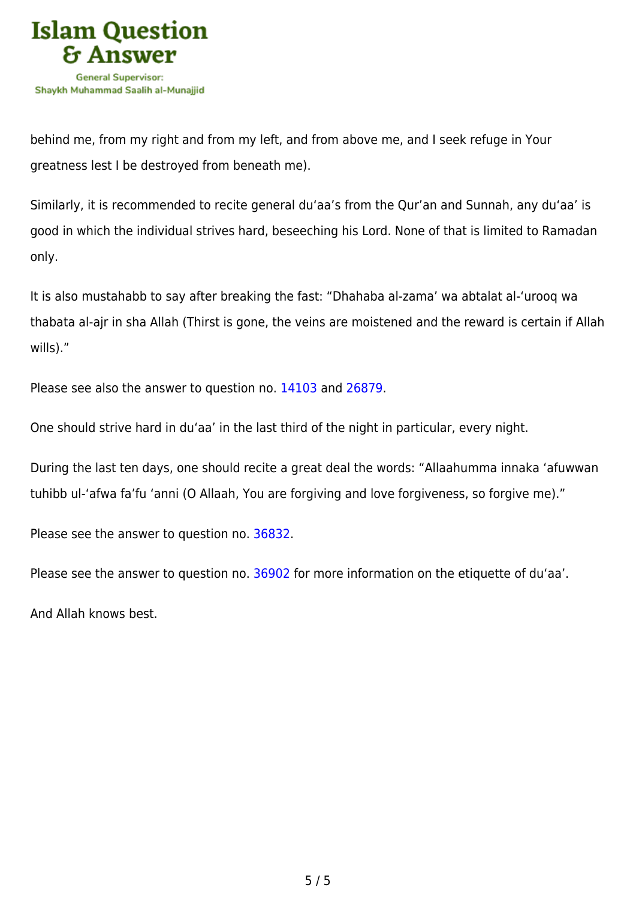behind me, from my right and from my left, and from above me, and I seek refuge in Your greatness lest I be destroyed from beneath me).

Similarly, it is recommended to recite general du‘aa’s from the Qur’an and Sunnah, any du‘aa’ is good in which the individual strives hard, beseeching his Lord. None of that is limited to Ramadan only.

It is also mustahabb to say after breaking the fast: “Dhahaba al-zama’ wa abtalat al-‘urooq wa thabata al-ajr in sha Allah (Thirst is gone, the veins are moistened and the reward is certain if Allah wills).”

Please see also the answer to question no. 14103 and 26879.

One should strive hard in du‘aa’ in the last third of the night in particular, every night.

During the last ten days, one should recite a great deal the words: “Allaahumma innaka ‘afuwwan tuhibb ul-‘afwa fa’fu ‘anni (O Allaah, You are forgiving and love forgiveness, so forgive me).”

Please see the answer to question no. 36832.

Please see the answer to question no. 36902 for more information on the etiquette of du‘aa’.

And Allah knows best.